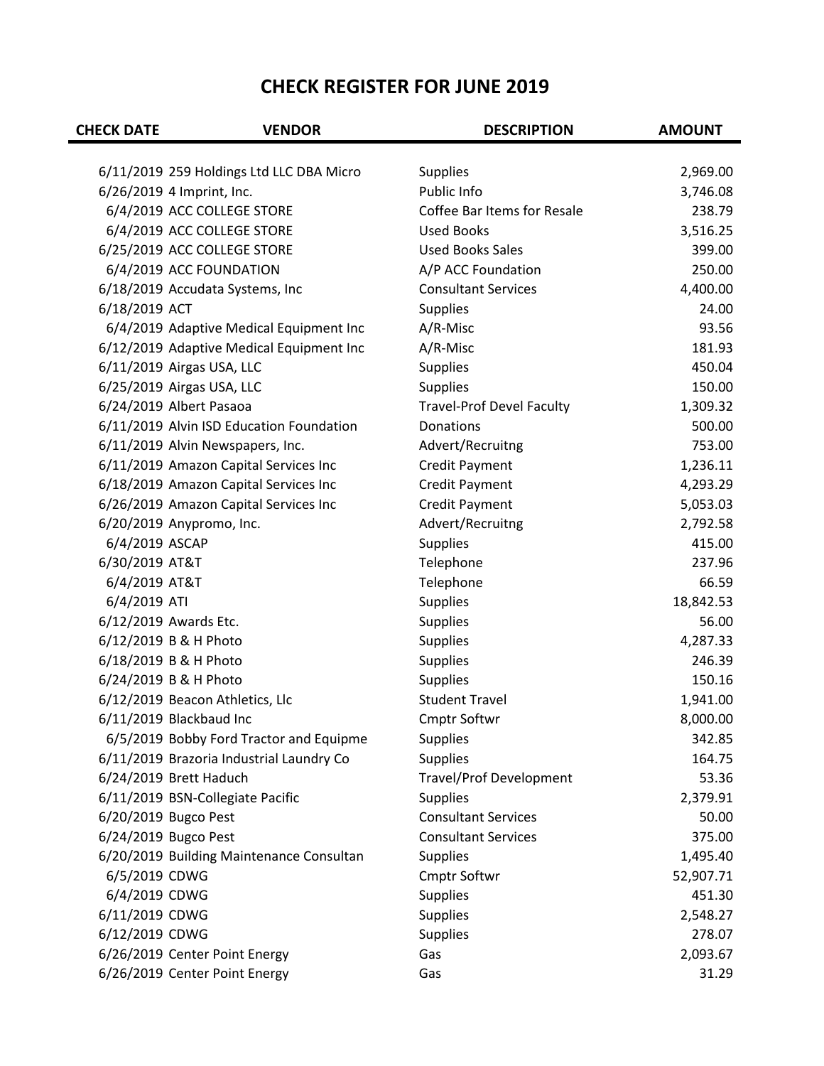# CHECK REGISTER FOR JUNE 2019

| CHECK DATE | VENDOR | DESCRIPTION | AMOUNT |
|---|---|---|---|
| 6/11/2019 | 259 Holdings Ltd LLC DBA Micro | Supplies | 2,969.00 |
| 6/26/2019 | 4 Imprint, Inc. | Public Info | 3,746.08 |
| 6/4/2019 | ACC COLLEGE STORE | Coffee Bar Items for Resale | 238.79 |
| 6/4/2019 | ACC COLLEGE STORE | Used Books | 3,516.25 |
| 6/25/2019 | ACC COLLEGE STORE | Used Books Sales | 399.00 |
| 6/4/2019 | ACC FOUNDATION | A/P ACC Foundation | 250.00 |
| 6/18/2019 | Accudata Systems, Inc | Consultant Services | 4,400.00 |
| 6/18/2019 | ACT | Supplies | 24.00 |
| 6/4/2019 | Adaptive Medical Equipment Inc | A/R-Misc | 93.56 |
| 6/12/2019 | Adaptive Medical Equipment Inc | A/R-Misc | 181.93 |
| 6/11/2019 | Airgas USA, LLC | Supplies | 450.04 |
| 6/25/2019 | Airgas USA, LLC | Supplies | 150.00 |
| 6/24/2019 | Albert Pasaoa | Travel-Prof Devel Faculty | 1,309.32 |
| 6/11/2019 | Alvin ISD Education Foundation | Donations | 500.00 |
| 6/11/2019 | Alvin Newspapers, Inc. | Advert/Recruitng | 753.00 |
| 6/11/2019 | Amazon Capital Services Inc | Credit Payment | 1,236.11 |
| 6/18/2019 | Amazon Capital Services Inc | Credit Payment | 4,293.29 |
| 6/26/2019 | Amazon Capital Services Inc | Credit Payment | 5,053.03 |
| 6/20/2019 | Anypromo, Inc. | Advert/Recruitng | 2,792.58 |
| 6/4/2019 | ASCAP | Supplies | 415.00 |
| 6/30/2019 | AT&T | Telephone | 237.96 |
| 6/4/2019 | AT&T | Telephone | 66.59 |
| 6/4/2019 | ATI | Supplies | 18,842.53 |
| 6/12/2019 | Awards Etc. | Supplies | 56.00 |
| 6/12/2019 | B & H Photo | Supplies | 4,287.33 |
| 6/18/2019 | B & H Photo | Supplies | 246.39 |
| 6/24/2019 | B & H Photo | Supplies | 150.16 |
| 6/12/2019 | Beacon Athletics, Llc | Student Travel | 1,941.00 |
| 6/11/2019 | Blackbaud Inc | Cmptr Softwr | 8,000.00 |
| 6/5/2019 | Bobby Ford Tractor and Equipme | Supplies | 342.85 |
| 6/11/2019 | Brazoria Industrial Laundry Co | Supplies | 164.75 |
| 6/24/2019 | Brett Haduch | Travel/Prof Development | 53.36 |
| 6/11/2019 | BSN-Collegiate Pacific | Supplies | 2,379.91 |
| 6/20/2019 | Bugco Pest | Consultant Services | 50.00 |
| 6/24/2019 | Bugco Pest | Consultant Services | 375.00 |
| 6/20/2019 | Building Maintenance Consultan | Supplies | 1,495.40 |
| 6/5/2019 | CDWG | Cmptr Softwr | 52,907.71 |
| 6/4/2019 | CDWG | Supplies | 451.30 |
| 6/11/2019 | CDWG | Supplies | 2,548.27 |
| 6/12/2019 | CDWG | Supplies | 278.07 |
| 6/26/2019 | Center Point Energy | Gas | 2,093.67 |
| 6/26/2019 | Center Point Energy | Gas | 31.29 |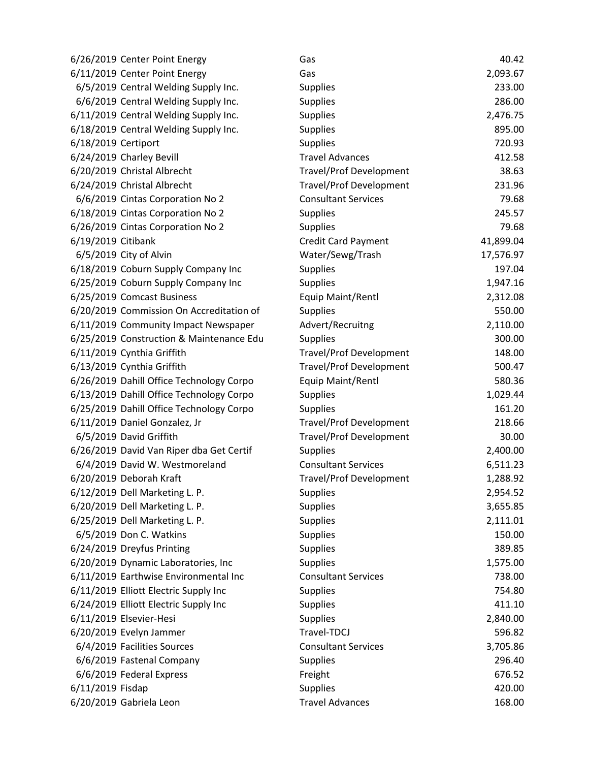| | | | |
|---|---|---|---|
| 6/26/2019 | Center Point Energy | Gas | 40.42 |
| 6/11/2019 | Center Point Energy | Gas | 2,093.67 |
| 6/5/2019 | Central Welding Supply Inc. | Supplies | 233.00 |
| 6/6/2019 | Central Welding Supply Inc. | Supplies | 286.00 |
| 6/11/2019 | Central Welding Supply Inc. | Supplies | 2,476.75 |
| 6/18/2019 | Central Welding Supply Inc. | Supplies | 895.00 |
| 6/18/2019 | Certiport | Supplies | 720.93 |
| 6/24/2019 | Charley Bevill | Travel Advances | 412.58 |
| 6/20/2019 | Christal Albrecht | Travel/Prof Development | 38.63 |
| 6/24/2019 | Christal Albrecht | Travel/Prof Development | 231.96 |
| 6/6/2019 | Cintas Corporation No 2 | Consultant Services | 79.68 |
| 6/18/2019 | Cintas Corporation No 2 | Supplies | 245.57 |
| 6/26/2019 | Cintas Corporation No 2 | Supplies | 79.68 |
| 6/19/2019 | Citibank | Credit Card Payment | 41,899.04 |
| 6/5/2019 | City of Alvin | Water/Sewg/Trash | 17,576.97 |
| 6/18/2019 | Coburn Supply Company Inc | Supplies | 197.04 |
| 6/25/2019 | Coburn Supply Company Inc | Supplies | 1,947.16 |
| 6/25/2019 | Comcast Business | Equip Maint/Rentl | 2,312.08 |
| 6/20/2019 | Commission On Accreditation of | Supplies | 550.00 |
| 6/11/2019 | Community Impact Newspaper | Advert/Recruitng | 2,110.00 |
| 6/25/2019 | Construction & Maintenance Edu | Supplies | 300.00 |
| 6/11/2019 | Cynthia Griffith | Travel/Prof Development | 148.00 |
| 6/13/2019 | Cynthia Griffith | Travel/Prof Development | 500.47 |
| 6/26/2019 | Dahill Office Technology Corpo | Equip Maint/Rentl | 580.36 |
| 6/13/2019 | Dahill Office Technology Corpo | Supplies | 1,029.44 |
| 6/25/2019 | Dahill Office Technology Corpo | Supplies | 161.20 |
| 6/11/2019 | Daniel Gonzalez, Jr | Travel/Prof Development | 218.66 |
| 6/5/2019 | David Griffith | Travel/Prof Development | 30.00 |
| 6/26/2019 | David Van Riper dba Get Certif | Supplies | 2,400.00 |
| 6/4/2019 | David W. Westmoreland | Consultant Services | 6,511.23 |
| 6/20/2019 | Deborah Kraft | Travel/Prof Development | 1,288.92 |
| 6/12/2019 | Dell Marketing L. P. | Supplies | 2,954.52 |
| 6/20/2019 | Dell Marketing L. P. | Supplies | 3,655.85 |
| 6/25/2019 | Dell Marketing L. P. | Supplies | 2,111.01 |
| 6/5/2019 | Don C. Watkins | Supplies | 150.00 |
| 6/24/2019 | Dreyfus Printing | Supplies | 389.85 |
| 6/20/2019 | Dynamic Laboratories, Inc | Supplies | 1,575.00 |
| 6/11/2019 | Earthwise Environmental Inc | Consultant Services | 738.00 |
| 6/11/2019 | Elliott Electric Supply Inc | Supplies | 754.80 |
| 6/24/2019 | Elliott Electric Supply Inc | Supplies | 411.10 |
| 6/11/2019 | Elsevier-Hesi | Supplies | 2,840.00 |
| 6/20/2019 | Evelyn Jammer | Travel-TDCJ | 596.82 |
| 6/4/2019 | Facilities Sources | Consultant Services | 3,705.86 |
| 6/6/2019 | Fastenal Company | Supplies | 296.40 |
| 6/6/2019 | Federal Express | Freight | 676.52 |
| 6/11/2019 | Fisdap | Supplies | 420.00 |
| 6/20/2019 | Gabriela Leon | Travel Advances | 168.00 |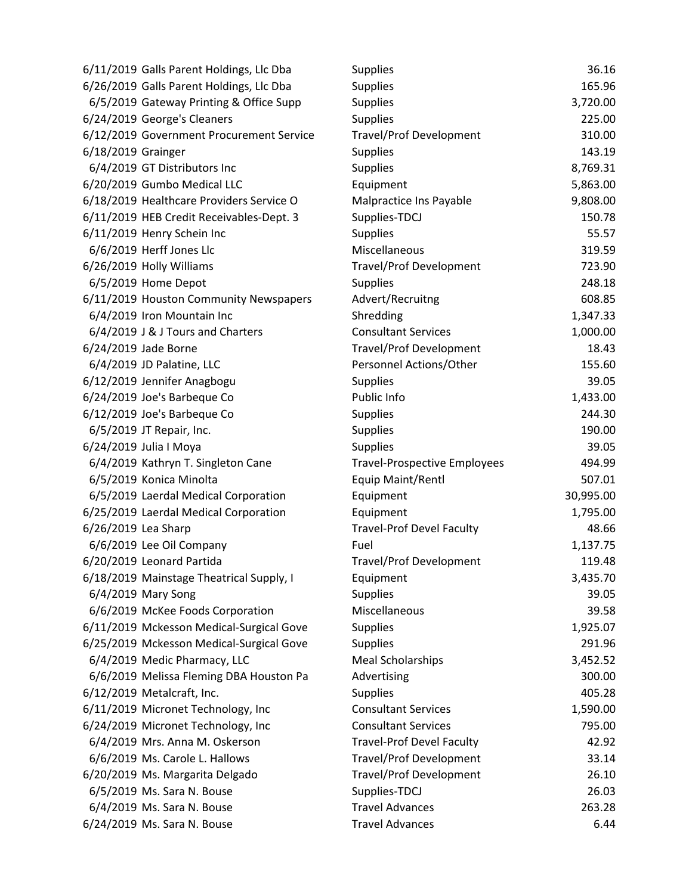| | | | |
|---|---|---|---|
| 6/11/2019 | Galls Parent Holdings, Llc Dba | Supplies | 36.16 |
| 6/26/2019 | Galls Parent Holdings, Llc Dba | Supplies | 165.96 |
| 6/5/2019 | Gateway Printing & Office Supp | Supplies | 3,720.00 |
| 6/24/2019 | George's Cleaners | Supplies | 225.00 |
| 6/12/2019 | Government Procurement Service | Travel/Prof Development | 310.00 |
| 6/18/2019 | Grainger | Supplies | 143.19 |
| 6/4/2019 | GT Distributors Inc | Supplies | 8,769.31 |
| 6/20/2019 | Gumbo Medical LLC | Equipment | 5,863.00 |
| 6/18/2019 | Healthcare Providers Service O | Malpractice Ins Payable | 9,808.00 |
| 6/11/2019 | HEB Credit Receivables-Dept. 3 | Supplies-TDCJ | 150.78 |
| 6/11/2019 | Henry Schein Inc | Supplies | 55.57 |
| 6/6/2019 | Herff Jones Llc | Miscellaneous | 319.59 |
| 6/26/2019 | Holly Williams | Travel/Prof Development | 723.90 |
| 6/5/2019 | Home Depot | Supplies | 248.18 |
| 6/11/2019 | Houston Community Newspapers | Advert/Recruitng | 608.85 |
| 6/4/2019 | Iron Mountain Inc | Shredding | 1,347.33 |
| 6/4/2019 | J & J Tours and Charters | Consultant Services | 1,000.00 |
| 6/24/2019 | Jade Borne | Travel/Prof Development | 18.43 |
| 6/4/2019 | JD Palatine, LLC | Personnel Actions/Other | 155.60 |
| 6/12/2019 | Jennifer Anagbogu | Supplies | 39.05 |
| 6/24/2019 | Joe's Barbeque Co | Public Info | 1,433.00 |
| 6/12/2019 | Joe's Barbeque Co | Supplies | 244.30 |
| 6/5/2019 | JT Repair, Inc. | Supplies | 190.00 |
| 6/24/2019 | Julia I Moya | Supplies | 39.05 |
| 6/4/2019 | Kathryn T. Singleton Cane | Travel-Prospective Employees | 494.99 |
| 6/5/2019 | Konica Minolta | Equip Maint/Rentl | 507.01 |
| 6/5/2019 | Laerdal Medical Corporation | Equipment | 30,995.00 |
| 6/25/2019 | Laerdal Medical Corporation | Equipment | 1,795.00 |
| 6/26/2019 | Lea Sharp | Travel-Prof Devel Faculty | 48.66 |
| 6/6/2019 | Lee Oil Company | Fuel | 1,137.75 |
| 6/20/2019 | Leonard Partida | Travel/Prof Development | 119.48 |
| 6/18/2019 | Mainstage Theatrical Supply, I | Equipment | 3,435.70 |
| 6/4/2019 | Mary Song | Supplies | 39.05 |
| 6/6/2019 | McKee Foods Corporation | Miscellaneous | 39.58 |
| 6/11/2019 | Mckesson Medical-Surgical Gove | Supplies | 1,925.07 |
| 6/25/2019 | Mckesson Medical-Surgical Gove | Supplies | 291.96 |
| 6/4/2019 | Medic Pharmacy, LLC | Meal Scholarships | 3,452.52 |
| 6/6/2019 | Melissa Fleming DBA Houston Pa | Advertising | 300.00 |
| 6/12/2019 | Metalcraft, Inc. | Supplies | 405.28 |
| 6/11/2019 | Micronet Technology, Inc | Consultant Services | 1,590.00 |
| 6/24/2019 | Micronet Technology, Inc | Consultant Services | 795.00 |
| 6/4/2019 | Mrs. Anna M. Oskerson | Travel-Prof Devel Faculty | 42.92 |
| 6/6/2019 | Ms. Carole L. Hallows | Travel/Prof Development | 33.14 |
| 6/20/2019 | Ms. Margarita Delgado | Travel/Prof Development | 26.10 |
| 6/5/2019 | Ms. Sara N. Bouse | Supplies-TDCJ | 26.03 |
| 6/4/2019 | Ms. Sara N. Bouse | Travel Advances | 263.28 |
| 6/24/2019 | Ms. Sara N. Bouse | Travel Advances | 6.44 |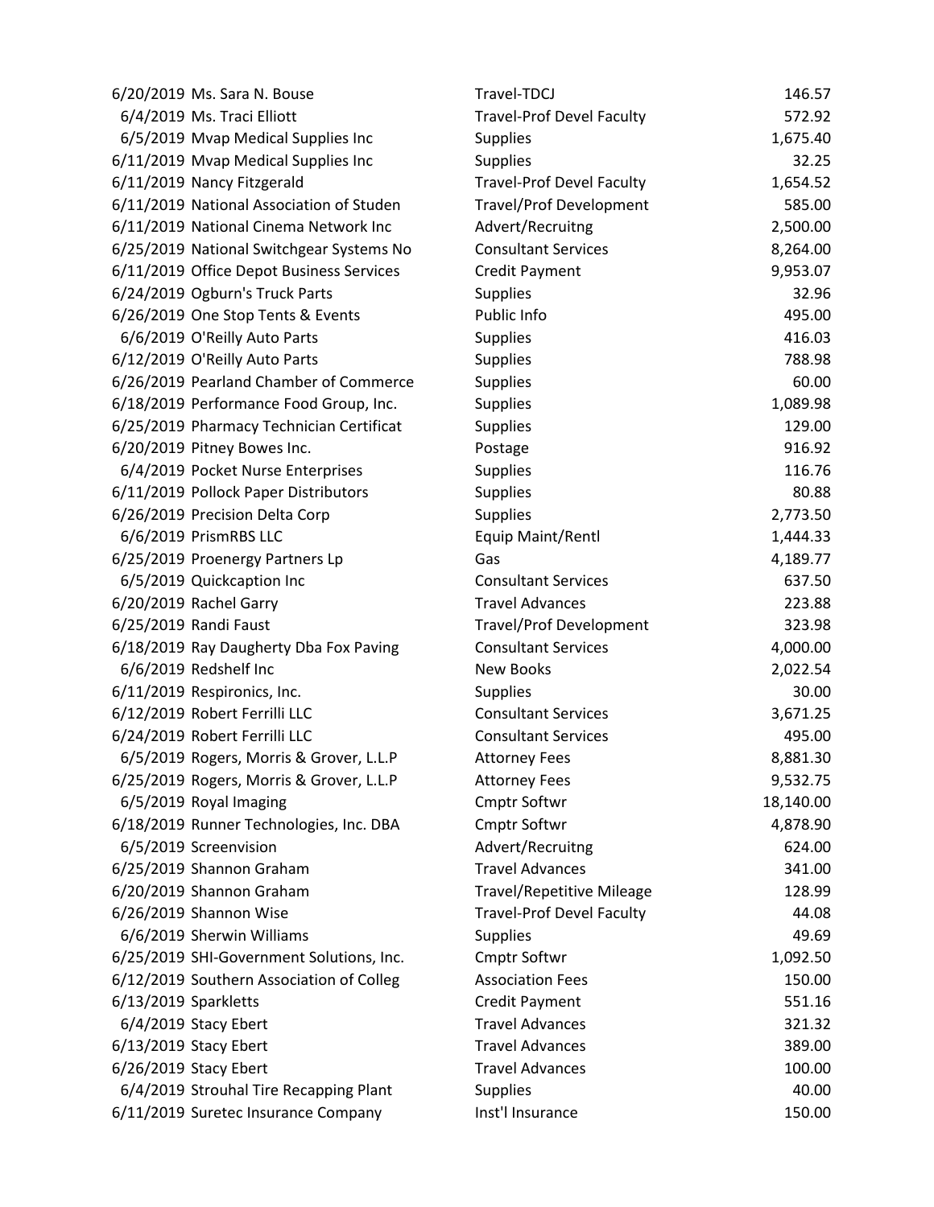| | | | |
|---|---|---|---|
| 6/20/2019 | Ms. Sara N. Bouse | Travel-TDCJ | 146.57 |
| 6/4/2019 | Ms. Traci Elliott | Travel-Prof Devel Faculty | 572.92 |
| 6/5/2019 | Mvap Medical Supplies Inc | Supplies | 1,675.40 |
| 6/11/2019 | Mvap Medical Supplies Inc | Supplies | 32.25 |
| 6/11/2019 | Nancy Fitzgerald | Travel-Prof Devel Faculty | 1,654.52 |
| 6/11/2019 | National Association of Studen | Travel/Prof Development | 585.00 |
| 6/11/2019 | National Cinema Network Inc | Advert/Recruitng | 2,500.00 |
| 6/25/2019 | National Switchgear Systems No | Consultant Services | 8,264.00 |
| 6/11/2019 | Office Depot Business Services | Credit Payment | 9,953.07 |
| 6/24/2019 | Ogburn's Truck Parts | Supplies | 32.96 |
| 6/26/2019 | One Stop Tents & Events | Public Info | 495.00 |
| 6/6/2019 | O'Reilly Auto Parts | Supplies | 416.03 |
| 6/12/2019 | O'Reilly Auto Parts | Supplies | 788.98 |
| 6/26/2019 | Pearland Chamber of Commerce | Supplies | 60.00 |
| 6/18/2019 | Performance Food Group, Inc. | Supplies | 1,089.98 |
| 6/25/2019 | Pharmacy Technician Certificat | Supplies | 129.00 |
| 6/20/2019 | Pitney Bowes Inc. | Postage | 916.92 |
| 6/4/2019 | Pocket Nurse Enterprises | Supplies | 116.76 |
| 6/11/2019 | Pollock Paper Distributors | Supplies | 80.88 |
| 6/26/2019 | Precision Delta Corp | Supplies | 2,773.50 |
| 6/6/2019 | PrismRBS LLC | Equip Maint/Rentl | 1,444.33 |
| 6/25/2019 | Proenergy Partners Lp | Gas | 4,189.77 |
| 6/5/2019 | Quickcaption Inc | Consultant Services | 637.50 |
| 6/20/2019 | Rachel Garry | Travel Advances | 223.88 |
| 6/25/2019 | Randi Faust | Travel/Prof Development | 323.98 |
| 6/18/2019 | Ray Daugherty Dba Fox Paving | Consultant Services | 4,000.00 |
| 6/6/2019 | Redshelf Inc | New Books | 2,022.54 |
| 6/11/2019 | Respironics, Inc. | Supplies | 30.00 |
| 6/12/2019 | Robert Ferrilli LLC | Consultant Services | 3,671.25 |
| 6/24/2019 | Robert Ferrilli LLC | Consultant Services | 495.00 |
| 6/5/2019 | Rogers, Morris & Grover, L.L.P | Attorney Fees | 8,881.30 |
| 6/25/2019 | Rogers, Morris & Grover, L.L.P | Attorney Fees | 9,532.75 |
| 6/5/2019 | Royal Imaging | Cmptr Softwr | 18,140.00 |
| 6/18/2019 | Runner Technologies, Inc. DBA | Cmptr Softwr | 4,878.90 |
| 6/5/2019 | Screenvision | Advert/Recruitng | 624.00 |
| 6/25/2019 | Shannon Graham | Travel Advances | 341.00 |
| 6/20/2019 | Shannon Graham | Travel/Repetitive Mileage | 128.99 |
| 6/26/2019 | Shannon Wise | Travel-Prof Devel Faculty | 44.08 |
| 6/6/2019 | Sherwin Williams | Supplies | 49.69 |
| 6/25/2019 | SHI-Government Solutions, Inc. | Cmptr Softwr | 1,092.50 |
| 6/12/2019 | Southern Association of Colleg | Association Fees | 150.00 |
| 6/13/2019 | Sparkletts | Credit Payment | 551.16 |
| 6/4/2019 | Stacy Ebert | Travel Advances | 321.32 |
| 6/13/2019 | Stacy Ebert | Travel Advances | 389.00 |
| 6/26/2019 | Stacy Ebert | Travel Advances | 100.00 |
| 6/4/2019 | Strouhal Tire Recapping Plant | Supplies | 40.00 |
| 6/11/2019 | Suretec Insurance Company | Inst'l Insurance | 150.00 |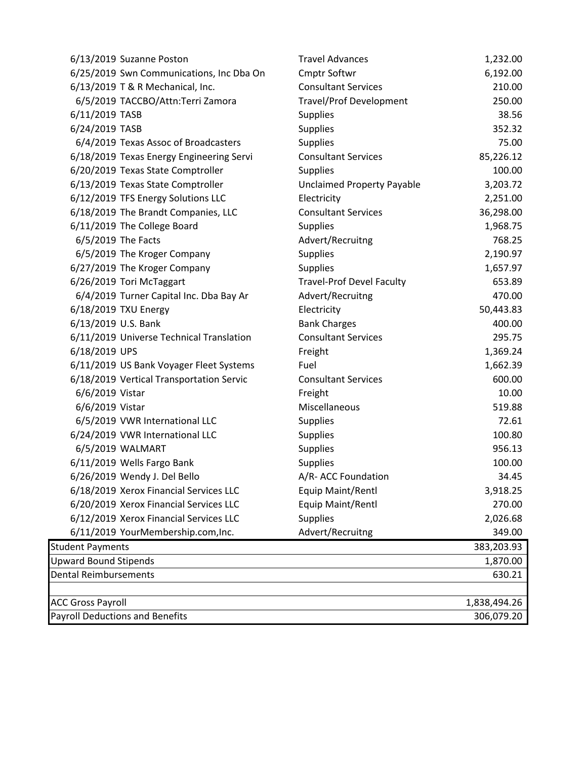| | | | |
|---|---|---|---|
| 6/13/2019 | Suzanne Poston | Travel Advances | 1,232.00 |
| 6/25/2019 | Swn Communications, Inc Dba On | Cmptr Softwr | 6,192.00 |
| 6/13/2019 | T & R Mechanical, Inc. | Consultant Services | 210.00 |
| 6/5/2019 | TACCBO/Attn:Terri Zamora | Travel/Prof Development | 250.00 |
| 6/11/2019 | TASB | Supplies | 38.56 |
| 6/24/2019 | TASB | Supplies | 352.32 |
| 6/4/2019 | Texas Assoc of Broadcasters | Supplies | 75.00 |
| 6/18/2019 | Texas Energy Engineering Servi | Consultant Services | 85,226.12 |
| 6/20/2019 | Texas State Comptroller | Supplies | 100.00 |
| 6/13/2019 | Texas State Comptroller | Unclaimed Property Payable | 3,203.72 |
| 6/12/2019 | TFS Energy Solutions LLC | Electricity | 2,251.00 |
| 6/18/2019 | The Brandt Companies, LLC | Consultant Services | 36,298.00 |
| 6/11/2019 | The College Board | Supplies | 1,968.75 |
| 6/5/2019 | The Facts | Advert/Recruitng | 768.25 |
| 6/5/2019 | The Kroger Company | Supplies | 2,190.97 |
| 6/27/2019 | The Kroger Company | Supplies | 1,657.97 |
| 6/26/2019 | Tori McTaggart | Travel-Prof Devel Faculty | 653.89 |
| 6/4/2019 | Turner Capital Inc. Dba Bay Ar | Advert/Recruitng | 470.00 |
| 6/18/2019 | TXU Energy | Electricity | 50,443.83 |
| 6/13/2019 | U.S. Bank | Bank Charges | 400.00 |
| 6/11/2019 | Universe Technical Translation | Consultant Services | 295.75 |
| 6/18/2019 | UPS | Freight | 1,369.24 |
| 6/11/2019 | US Bank Voyager Fleet Systems | Fuel | 1,662.39 |
| 6/18/2019 | Vertical Transportation Servic | Consultant Services | 600.00 |
| 6/6/2019 | Vistar | Freight | 10.00 |
| 6/6/2019 | Vistar | Miscellaneous | 519.88 |
| 6/5/2019 | VWR International LLC | Supplies | 72.61 |
| 6/24/2019 | VWR International LLC | Supplies | 100.80 |
| 6/5/2019 | WALMART | Supplies | 956.13 |
| 6/11/2019 | Wells Fargo Bank | Supplies | 100.00 |
| 6/26/2019 | Wendy J. Del Bello | A/R- ACC Foundation | 34.45 |
| 6/18/2019 | Xerox Financial Services LLC | Equip Maint/Rentl | 3,918.25 |
| 6/20/2019 | Xerox Financial Services LLC | Equip Maint/Rentl | 270.00 |
| 6/12/2019 | Xerox Financial Services LLC | Supplies | 2,026.68 |
| 6/11/2019 | YourMembership.com,Inc. | Advert/Recruitng | 349.00 |

| | |
|---|---|
| Student Payments | 383,203.93 |
| Upward Bound Stipends | 1,870.00 |
| Dental Reimbursements | 630.21 |
| | |
| ACC Gross Payroll | 1,838,494.26 |
| Payroll Deductions and Benefits | 306,079.20 |